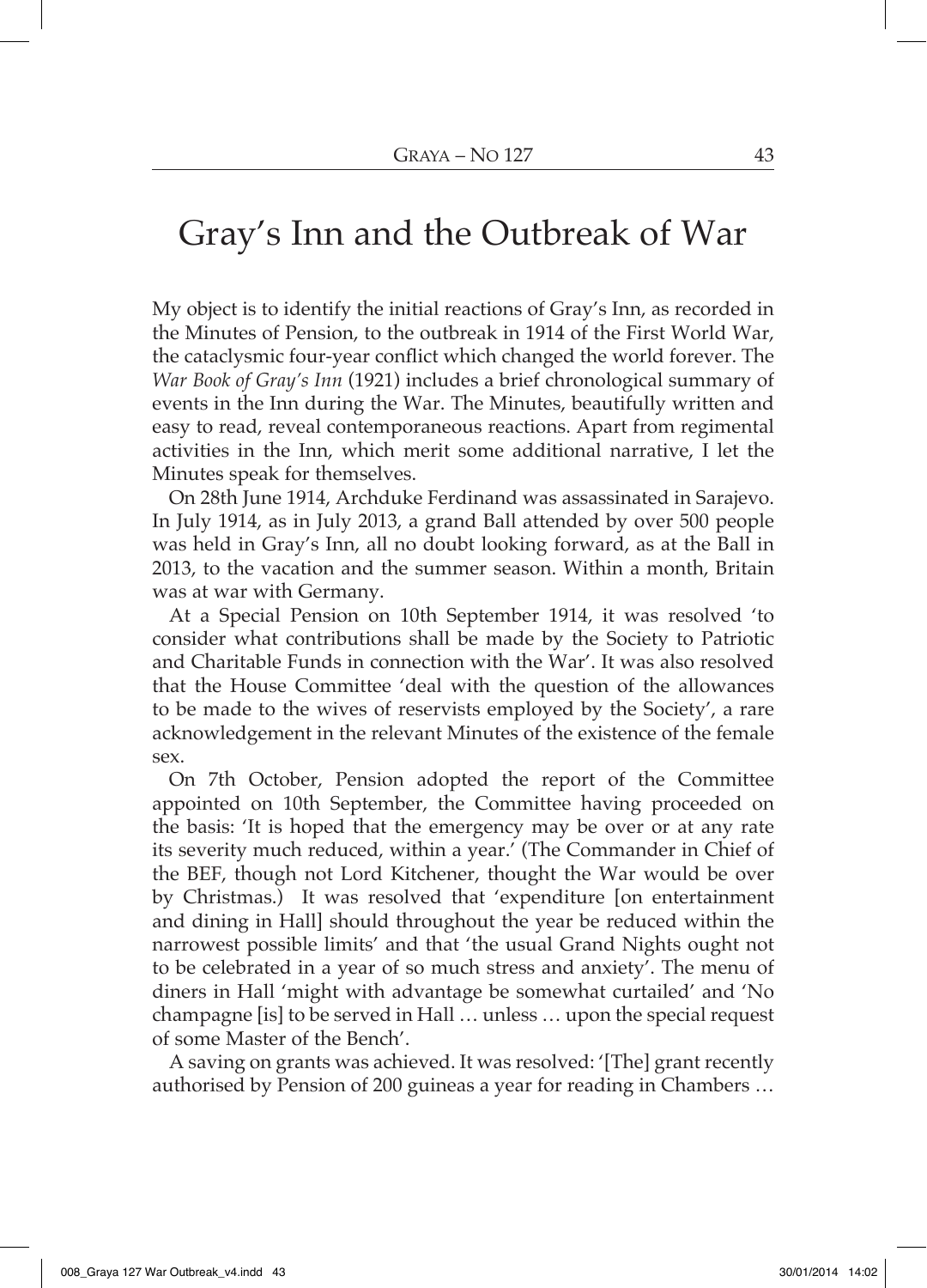# Gray's Inn and the Outbreak of War

My object is to identify the initial reactions of Gray's Inn, as recorded in the Minutes of Pension, to the outbreak in 1914 of the First World War, the cataclysmic four-year conflict which changed the world forever. The *War Book of Gray's Inn* (1921) includes a brief chronological summary of events in the Inn during the War. The Minutes, beautifully written and easy to read, reveal contemporaneous reactions. Apart from regimental activities in the Inn, which merit some additional narrative, I let the Minutes speak for themselves.

On 28th June 1914, Archduke Ferdinand was assassinated in Sarajevo. In July 1914, as in July 2013, a grand Ball attended by over 500 people was held in Gray's Inn, all no doubt looking forward, as at the Ball in 2013, to the vacation and the summer season. Within a month, Britain was at war with Germany.

At a Special Pension on 10th September 1914, it was resolved 'to consider what contributions shall be made by the Society to Patriotic and Charitable Funds in connection with the War'. It was also resolved that the House Committee 'deal with the question of the allowances to be made to the wives of reservists employed by the Society', a rare acknowledgement in the relevant Minutes of the existence of the female sex.

On 7th October, Pension adopted the report of the Committee appointed on 10th September, the Committee having proceeded on the basis: 'It is hoped that the emergency may be over or at any rate its severity much reduced, within a year.' (The Commander in Chief of the BEF, though not Lord Kitchener, thought the War would be over by Christmas.) It was resolved that 'expenditure [on entertainment and dining in Hall] should throughout the year be reduced within the narrowest possible limits' and that 'the usual Grand Nights ought not to be celebrated in a year of so much stress and anxiety'. The menu of diners in Hall 'might with advantage be somewhat curtailed' and 'No champagne [is] to be served in Hall … unless … upon the special request of some Master of the Bench'.

A saving on grants was achieved. It was resolved: '[The] grant recently authorised by Pension of 200 guineas a year for reading in Chambers …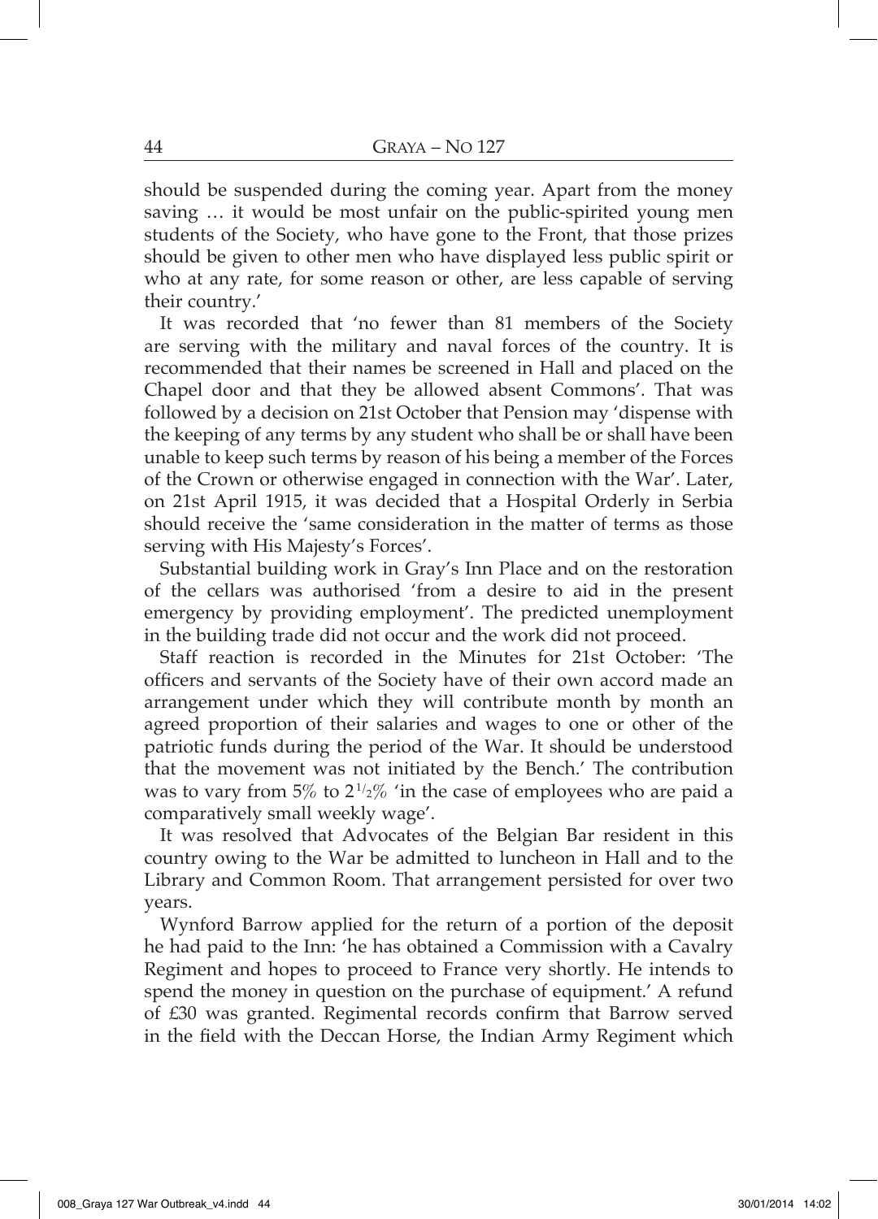should be suspended during the coming year. Apart from the money saving … it would be most unfair on the public-spirited young men students of the Society, who have gone to the Front, that those prizes should be given to other men who have displayed less public spirit or who at any rate, for some reason or other, are less capable of serving their country.'

It was recorded that 'no fewer than 81 members of the Society are serving with the military and naval forces of the country. It is recommended that their names be screened in Hall and placed on the Chapel door and that they be allowed absent Commons'. That was followed by a decision on 21st October that Pension may 'dispense with the keeping of any terms by any student who shall be or shall have been unable to keep such terms by reason of his being a member of the Forces of the Crown or otherwise engaged in connection with the War'. Later, on 21st April 1915, it was decided that a Hospital Orderly in Serbia should receive the 'same consideration in the matter of terms as those serving with His Majesty's Forces'.

Substantial building work in Gray's Inn Place and on the restoration of the cellars was authorised 'from a desire to aid in the present emergency by providing employment'. The predicted unemployment in the building trade did not occur and the work did not proceed.

Staff reaction is recorded in the Minutes for 21st October: 'The officers and servants of the Society have of their own accord made an arrangement under which they will contribute month by month an agreed proportion of their salaries and wages to one or other of the patriotic funds during the period of the War. It should be understood that the movement was not initiated by the Bench.' The contribution was to vary from 5% to 2½% 'in the case of employees who are paid a comparatively small weekly wage'.

It was resolved that Advocates of the Belgian Bar resident in this country owing to the War be admitted to luncheon in Hall and to the Library and Common Room. That arrangement persisted for over two years.

Wynford Barrow applied for the return of a portion of the deposit he had paid to the Inn: 'he has obtained a Commission with a Cavalry Regiment and hopes to proceed to France very shortly. He intends to spend the money in question on the purchase of equipment.' A refund of £30 was granted. Regimental records confirm that Barrow served in the field with the Deccan Horse, the Indian Army Regiment which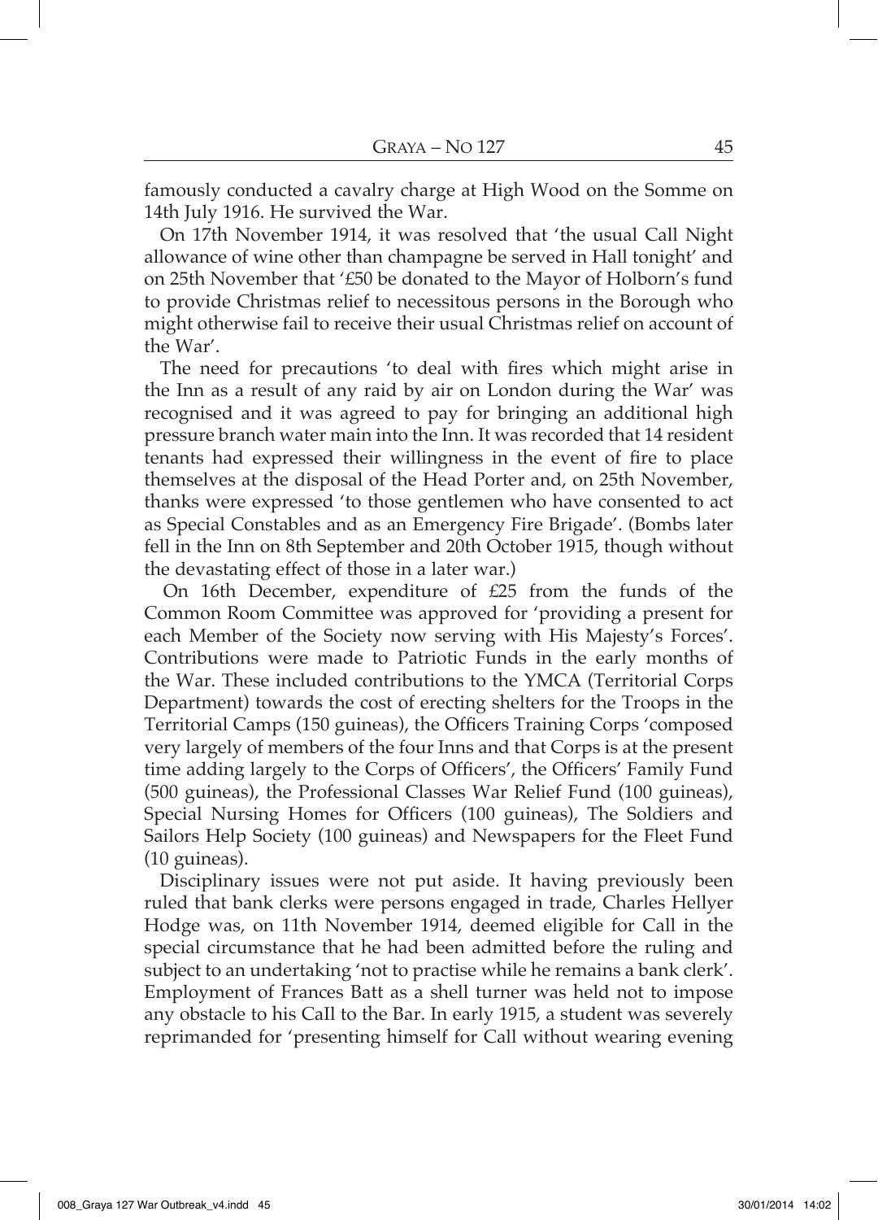famously conducted a cavalry charge at High Wood on the Somme on 14th July 1916. He survived the War.

On 17th November 1914, it was resolved that 'the usual Call Night allowance of wine other than champagne be served in Hall tonight' and on 25th November that '£50 be donated to the Mayor of Holborn's fund to provide Christmas relief to necessitous persons in the Borough who might otherwise fail to receive their usual Christmas relief on account of the War'.

The need for precautions 'to deal with fires which might arise in the Inn as a result of any raid by air on London during the War' was recognised and it was agreed to pay for bringing an additional high pressure branch water main into the Inn. It was recorded that 14 resident tenants had expressed their willingness in the event of fire to place themselves at the disposal of the Head Porter and, on 25th November, thanks were expressed 'to those gentlemen who have consented to act as Special Constables and as an Emergency Fire Brigade'. (Bombs later fell in the Inn on 8th September and 20th October 1915, though without the devastating effect of those in a later war.)

On 16th December, expenditure of £25 from the funds of the Common Room Committee was approved for 'providing a present for each Member of the Society now serving with His Majesty's Forces'. Contributions were made to Patriotic Funds in the early months of the War. These included contributions to the YMCA (Territorial Corps Department) towards the cost of erecting shelters for the Troops in the Territorial Camps (150 guineas), the Officers Training Corps 'composed very largely of members of the four Inns and that Corps is at the present time adding largely to the Corps of Officers', the Officers' Family Fund (500 guineas), the Professional Classes War Relief Fund (100 guineas), Special Nursing Homes for Officers (100 guineas), The Soldiers and Sailors Help Society (100 guineas) and Newspapers for the Fleet Fund (10 guineas).

Disciplinary issues were not put aside. It having previously been ruled that bank clerks were persons engaged in trade, Charles Hellyer Hodge was, on 11th November 1914, deemed eligible for Call in the special circumstance that he had been admitted before the ruling and subject to an undertaking 'not to practise while he remains a bank clerk'. Employment of Frances Batt as a shell turner was held not to impose any obstacle to his CaIl to the Bar. In early 1915, a student was severely reprimanded for 'presenting himself for Call without wearing evening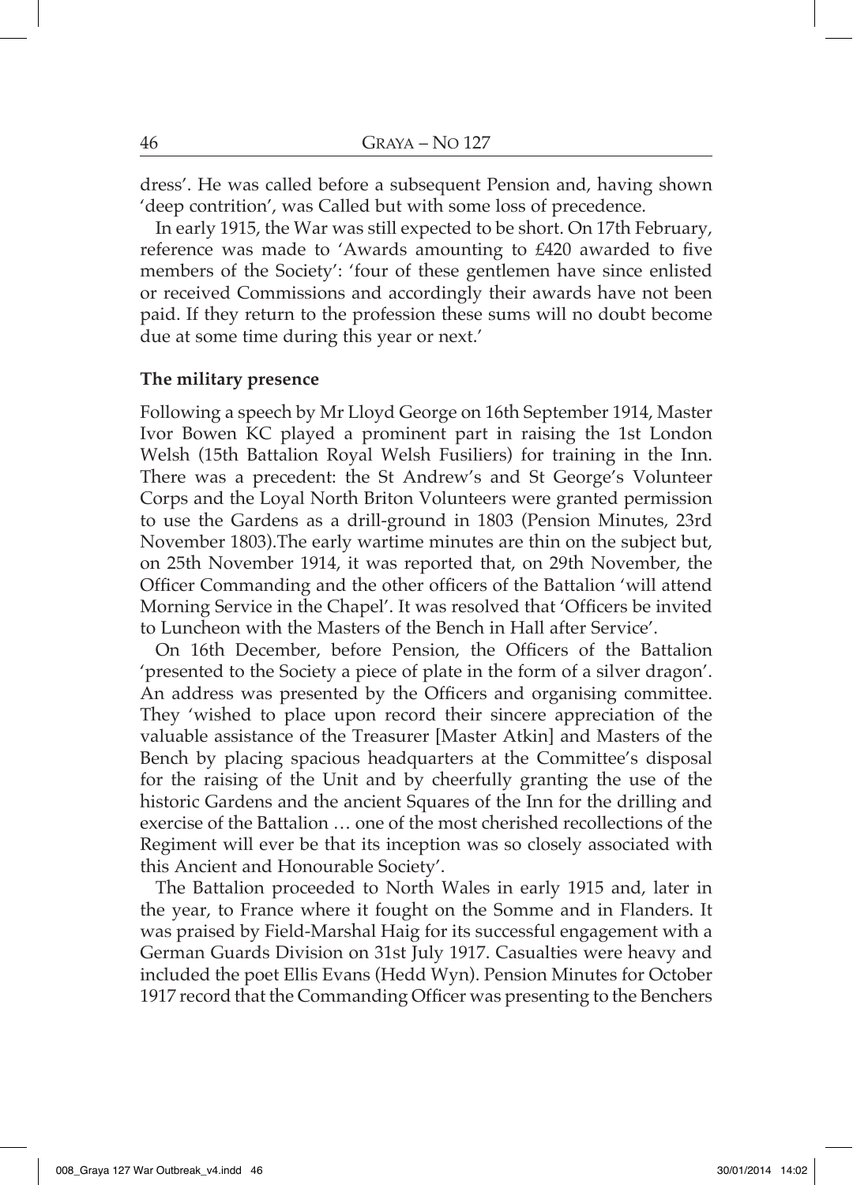dress'. He was called before a subsequent Pension and, having shown 'deep contrition', was Called but with some loss of precedence.

In early 1915, the War was still expected to be short. On 17th February, reference was made to 'Awards amounting to £420 awarded to five members of the Society': 'four of these gentlemen have since enlisted or received Commissions and accordingly their awards have not been paid. If they return to the profession these sums will no doubt become due at some time during this year or next.'

**The military presence**

Following a speech by Mr Lloyd George on 16th September 1914, Master Ivor Bowen KC played a prominent part in raising the 1st London Welsh (15th Battalion Royal Welsh Fusiliers) for training in the Inn. There was a precedent: the St Andrew's and St George's Volunteer Corps and the Loyal North Briton Volunteers were granted permission to use the Gardens as a drill-ground in 1803 (Pension Minutes, 23rd November 1803).The early wartime minutes are thin on the subject but, on 25th November 1914, it was reported that, on 29th November, the Officer Commanding and the other officers of the Battalion 'will attend Morning Service in the Chapel'. It was resolved that 'Officers be invited to Luncheon with the Masters of the Bench in Hall after Service'.

On 16th December, before Pension, the Officers of the Battalion 'presented to the Society a piece of plate in the form of a silver dragon'. An address was presented by the Officers and organising committee. They 'wished to place upon record their sincere appreciation of the valuable assistance of the Treasurer [Master Atkin] and Masters of the Bench by placing spacious headquarters at the Committee's disposal for the raising of the Unit and by cheerfully granting the use of the historic Gardens and the ancient Squares of the Inn for the drilling and exercise of the Battalion … one of the most cherished recollections of the Regiment will ever be that its inception was so closely associated with this Ancient and Honourable Society'.

The Battalion proceeded to North Wales in early 1915 and, later in the year, to France where it fought on the Somme and in Flanders. It was praised by Field-Marshal Haig for its successful engagement with a German Guards Division on 31st July 1917. Casualties were heavy and included the poet Ellis Evans (Hedd Wyn). Pension Minutes for October 1917 record that the Commanding Officer was presenting to the Benchers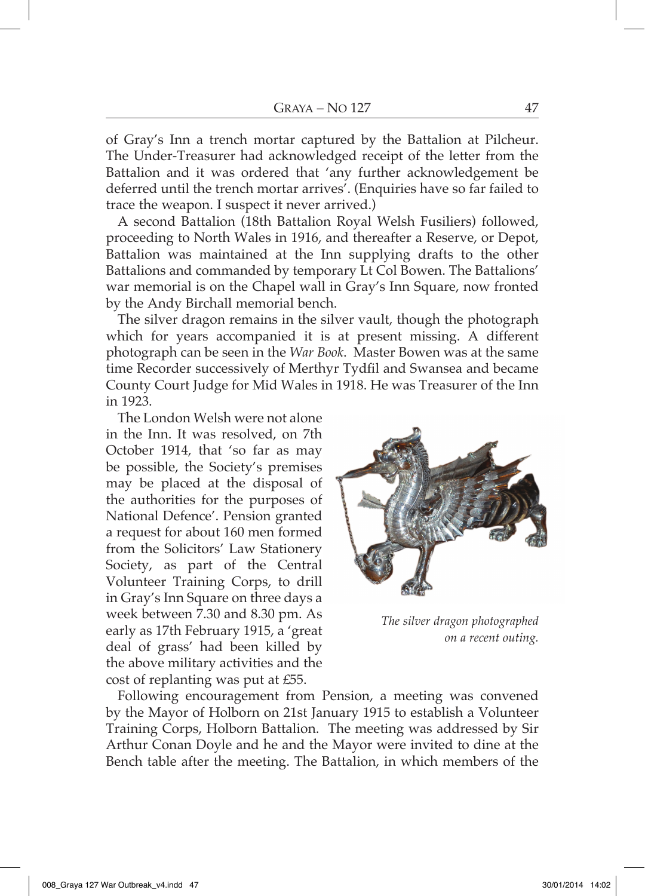of Gray's Inn a trench mortar captured by the Battalion at Pilcheur. The Under-Treasurer had acknowledged receipt of the letter from the Battalion and it was ordered that 'any further acknowledgement be deferred until the trench mortar arrives'. (Enquiries have so far failed to trace the weapon. I suspect it never arrived.)

A second Battalion (18th Battalion Royal Welsh Fusiliers) followed, proceeding to North Wales in 1916, and thereafter a Reserve, or Depot, Battalion was maintained at the Inn supplying drafts to the other Battalions and commanded by temporary Lt Col Bowen. The Battalions' war memorial is on the Chapel wall in Gray's Inn Square, now fronted by the Andy Birchall memorial bench.

The silver dragon remains in the silver vault, though the photograph which for years accompanied it is at present missing. A different photograph can be seen in the *War Book*. Master Bowen was at the same time Recorder successively of Merthyr Tydfil and Swansea and became County Court Judge for Mid Wales in 1918. He was Treasurer of the Inn in 1923.

The London Welsh were not alone in the Inn. It was resolved, on 7th October 1914, that 'so far as may be possible, the Society's premises may be placed at the disposal of the authorities for the purposes of National Defence'. Pension granted a request for about 160 men formed from the Solicitors' Law Stationery Society, as part of the Central Volunteer Training Corps, to drill in Gray's Inn Square on three days a week between 7.30 and 8.30 pm. As early as 17th February 1915, a 'great deal of grass' had been killed by the above military activities and the cost of replanting was put at £55.

*The silver dragon photographed on a recent outing.*

Following encouragement from Pension, a meeting was convened by the Mayor of Holborn on 21st January 1915 to establish a Volunteer Training Corps, Holborn Battalion. The meeting was addressed by Sir Arthur Conan Doyle and he and the Mayor were invited to dine at the Bench table after the meeting. The Battalion, in which members of the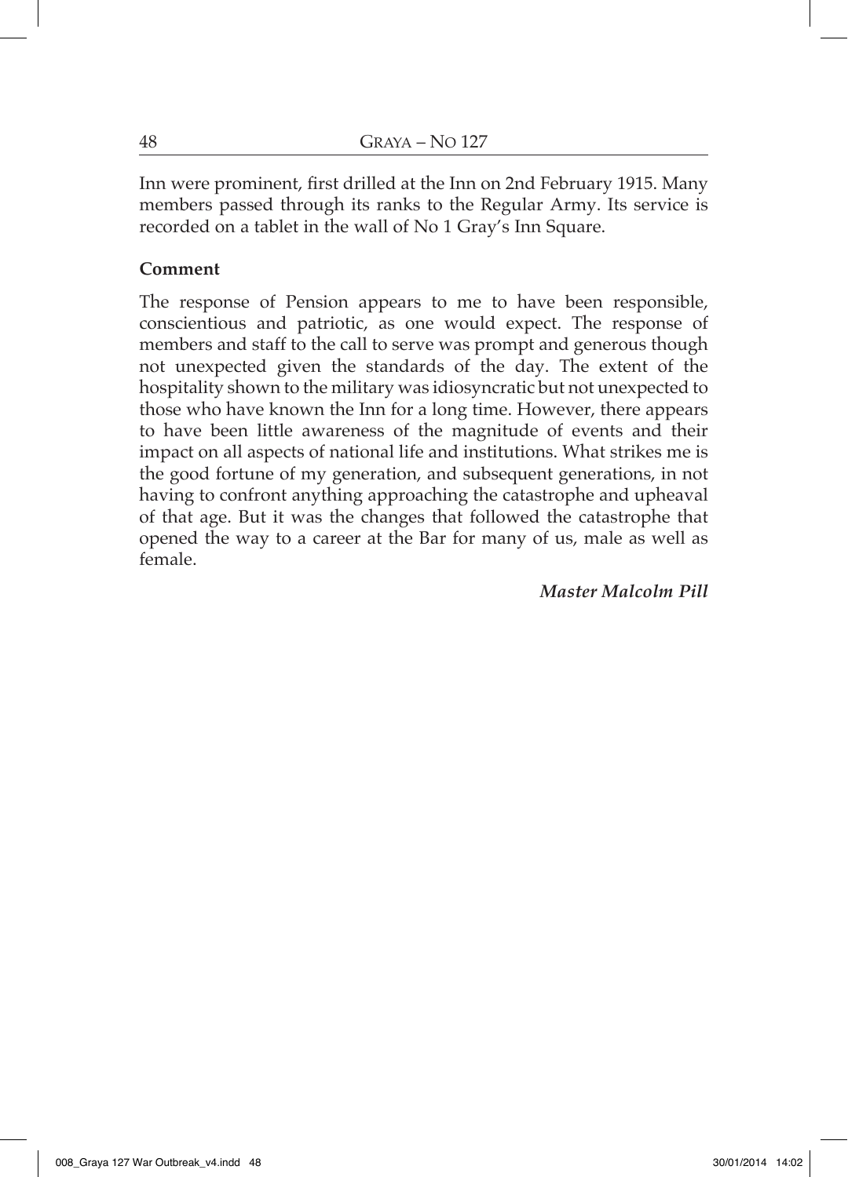Inn were prominent, first drilled at the Inn on 2nd February 1915. Many members passed through its ranks to the Regular Army. Its service is recorded on a tablet in the wall of No 1 Gray's Inn Square.

**Comment**

The response of Pension appears to me to have been responsible, conscientious and patriotic, as one would expect. The response of members and staff to the call to serve was prompt and generous though not unexpected given the standards of the day. The extent of the hospitality shown to the military was idiosyncratic but not unexpected to those who have known the Inn for a long time. However, there appears to have been little awareness of the magnitude of events and their impact on all aspects of national life and institutions. What strikes me is the good fortune of my generation, and subsequent generations, in not having to confront anything approaching the catastrophe and upheaval of that age. But it was the changes that followed the catastrophe that opened the way to a career at the Bar for many of us, male as well as female.

***Master Malcolm Pill***